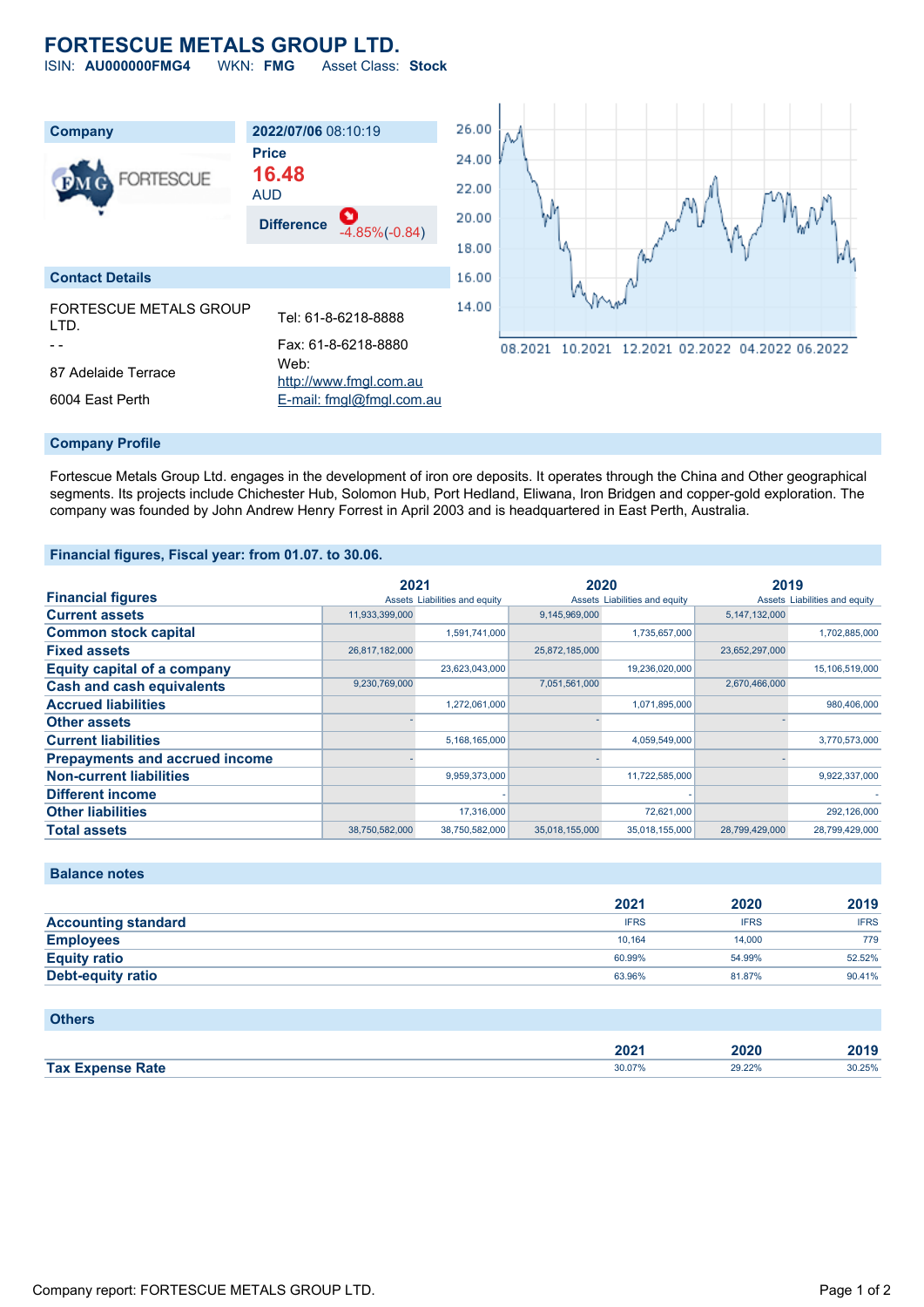# FORTESCUE METALS GROUP LTD.

ISIN: **AU000000FMG4** WKN: **FMG** Asset Class: **Stock**

| Company | 2022/07/06 08:10:19 |
|---|---|
| | **Price** |
| | **16.48** AUD |
| | **Difference** -4.85%(-0.84) |

## Contact Details

| | |
|---|---|
| FORTESCUE METALS GROUP LTD. | Tel: 61-8-6218-8888 |
| - - | Fax: 61-8-6218-8880 |
| 87 Adelaide Terrace | Web: http://www.fmgl.com.au |
| 6004 East Perth | E-mail: fmgl@fmgl.com.au |

## Company Profile

Fortescue Metals Group Ltd. engages in the development of iron ore deposits. It operates through the China and Other geographical segments. Its projects include Chichester Hub, Solomon Hub, Port Hedland, Eliwana, Iron Bridgen and copper-gold exploration. The company was founded by John Andrew Henry Forrest in April 2003 and is headquartered in East Perth, Australia.

## Financial figures, Fiscal year: from 01.07. to 30.06.

| Financial figures | 2021 | | 2020 | | 2019 | |
|---|---|---|---|---|---|---|
| | Assets | Liabilities and equity | Assets | Liabilities and equity | Assets | Liabilities and equity |
| **Current assets** | 11,933,399,000 | | 9,145,969,000 | | 5,147,132,000 | |
| **Common stock capital** | | 1,591,741,000 | | 1,735,657,000 | | 1,702,885,000 |
| **Fixed assets** | 26,817,182,000 | | 25,872,185,000 | | 23,652,297,000 | |
| **Equity capital of a company** | | 23,623,043,000 | | 19,236,020,000 | | 15,106,519,000 |
| **Cash and cash equivalents** | 9,230,769,000 | | 7,051,561,000 | | 2,670,466,000 | |
| **Accrued liabilities** | | 1,272,061,000 | | 1,071,895,000 | | 980,406,000 |
| **Other assets** | - | | - | | - | |
| **Current liabilities** | | 5,168,165,000 | | 4,059,549,000 | | 3,770,573,000 |
| **Prepayments and accrued income** | - | | - | | - | |
| **Non-current liabilities** | | 9,959,373,000 | | 11,722,585,000 | | 9,922,337,000 |
| **Different income** | | - | | - | | - |
| **Other liabilities** | | 17,316,000 | | 72,621,000 | | 292,126,000 |
| **Total assets** | 38,750,582,000 | 38,750,582,000 | 35,018,155,000 | 35,018,155,000 | 28,799,429,000 | 28,799,429,000 |

## Balance notes

| | 2021 | 2020 | 2019 |
|---|---|---|---|
| **Accounting standard** | IFRS | IFRS | IFRS |
| **Employees** | 10,164 | 14,000 | 779 |
| **Equity ratio** | 60.99% | 54.99% | 52.52% |
| **Debt-equity ratio** | 63.96% | 81.87% | 90.41% |

## Others

| | 2021 | 2020 | 2019 |
|---|---|---|---|
| **Tax Expense Rate** | 30.07% | 29.22% | 30.25% |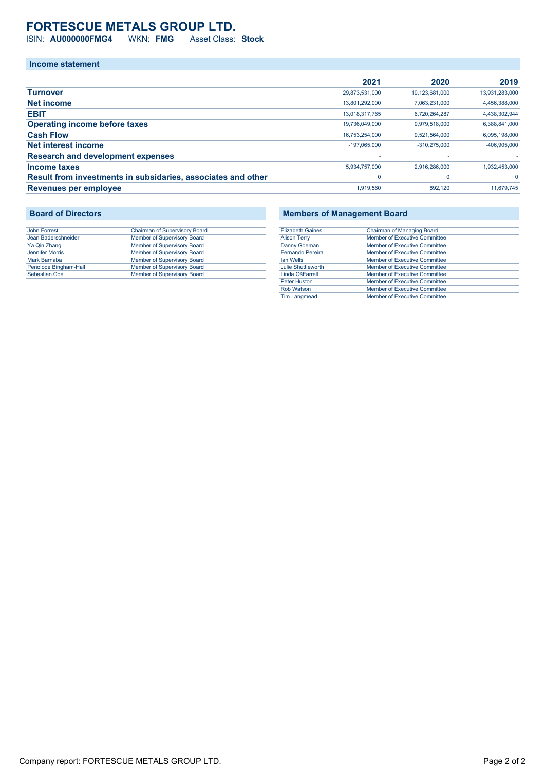# FORTESCUE METALS GROUP LTD.

ISIN: **AU000000FMG4** WKN: **FMG** Asset Class: **Stock**

## Income statement

| | 2021 | 2020 | 2019 |
|---|---|---|---|
| **Turnover** | 29,873,531,000 | 19,123,681,000 | 13,931,283,000 |
| **Net income** | 13,801,292,000 | 7,063,231,000 | 4,456,388,000 |
| **EBIT** | 13,018,317,765 | 6,720,264,287 | 4,438,302,944 |
| **Operating income before taxes** | 19,736,049,000 | 9,979,518,000 | 6,388,841,000 |
| **Cash Flow** | 16,753,254,000 | 9,521,564,000 | 6,095,198,000 |
| **Net interest income** | -197,065,000 | -310,275,000 | -406,905,000 |
| **Research and development expenses** | - | - | - |
| **Income taxes** | 5,934,757,000 | 2,916,286,000 | 1,932,453,000 |
| **Result from investments in subsidaries, associates and other** | 0 | 0 | 0 |
| **Revenues per employee** | 1,919,560 | 892,120 | 11,679,745 |

## Board of Directors

| | |
|---|---|
| John Forrest | Chairman of Supervisory Board |
| Jean Baderschneider | Member of Supervisory Board |
| Ya Qin Zhang | Member of Supervisory Board |
| Jennifer Morris | Member of Supervisory Board |
| Mark Barnaba | Member of Supervisory Board |
| Penolope Bingham-Hall | Member of Supervisory Board |
| Sebastian Coe | Member of Supervisory Board |

## Members of Management Board

| | |
|---|---|
| Elizabeth Gaines | Chairman of Managing Board |
| Alison Terry | Member of Executive Committee |
| Danny Goeman | Member of Executive Committee |
| Fernando Pereira | Member of Executive Committee |
| Ian Wells | Member of Executive Committee |
| Julie Shuttleworth | Member of Executive Committee |
| Linda OšFarrell | Member of Executive Committee |
| Peter Huston | Member of Executive Committee |
| Rob Watson | Member of Executive Committee |
| Tim Langmead | Member of Executive Committee |